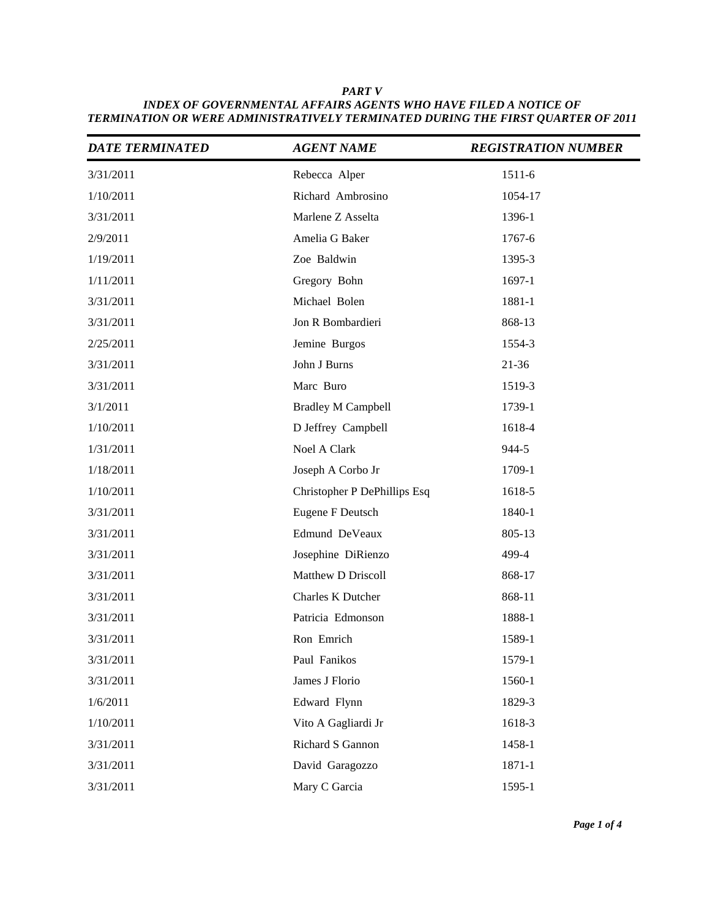***PART V***

***INDEX OF GOVERNMENTAL AFFAIRS AGENTS WHO HAVE FILED A NOTICE OF TERMINATION OR WERE ADMINISTRATIVELY TERMINATED DURING THE FIRST QUARTER OF 2011***

| *DATE TERMINATED* | *AGENT NAME* | *REGISTRATION NUMBER* |
|---|---|---|
| 3/31/2011 | Rebecca Alper | 1511-6 |
| 1/10/2011 | Richard Ambrosino | 1054-17 |
| 3/31/2011 | Marlene Z Asselta | 1396-1 |
| 2/9/2011 | Amelia G Baker | 1767-6 |
| 1/19/2011 | Zoe Baldwin | 1395-3 |
| 1/11/2011 | Gregory Bohn | 1697-1 |
| 3/31/2011 | Michael Bolen | 1881-1 |
| 3/31/2011 | Jon R Bombardieri | 868-13 |
| 2/25/2011 | Jemine Burgos | 1554-3 |
| 3/31/2011 | John J Burns | 21-36 |
| 3/31/2011 | Marc Buro | 1519-3 |
| 3/1/2011 | Bradley M Campbell | 1739-1 |
| 1/10/2011 | D Jeffrey Campbell | 1618-4 |
| 1/31/2011 | Noel A Clark | 944-5 |
| 1/18/2011 | Joseph A Corbo Jr | 1709-1 |
| 1/10/2011 | Christopher P DePhillips Esq | 1618-5 |
| 3/31/2011 | Eugene F Deutsch | 1840-1 |
| 3/31/2011 | Edmund DeVeaux | 805-13 |
| 3/31/2011 | Josephine DiRienzo | 499-4 |
| 3/31/2011 | Matthew D Driscoll | 868-17 |
| 3/31/2011 | Charles K Dutcher | 868-11 |
| 3/31/2011 | Patricia Edmonson | 1888-1 |
| 3/31/2011 | Ron Emrich | 1589-1 |
| 3/31/2011 | Paul Fanikos | 1579-1 |
| 3/31/2011 | James J Florio | 1560-1 |
| 1/6/2011 | Edward Flynn | 1829-3 |
| 1/10/2011 | Vito A Gagliardi Jr | 1618-3 |
| 3/31/2011 | Richard S Gannon | 1458-1 |
| 3/31/2011 | David Garagozzo | 1871-1 |
| 3/31/2011 | Mary C Garcia | 1595-1 |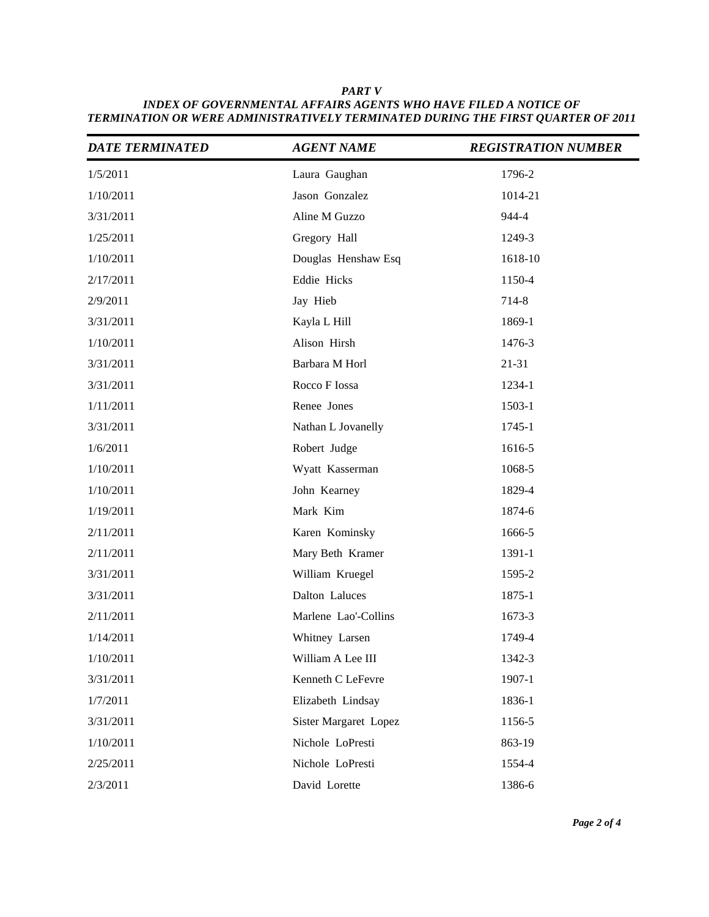***PART V***

***INDEX OF GOVERNMENTAL AFFAIRS AGENTS WHO HAVE FILED A NOTICE OF TERMINATION OR WERE ADMINISTRATIVELY TERMINATED DURING THE FIRST QUARTER OF 2011***

| *DATE TERMINATED* | *AGENT NAME* | *REGISTRATION NUMBER* |
|---|---|---|
| 1/5/2011 | Laura Gaughan | 1796-2 |
| 1/10/2011 | Jason Gonzalez | 1014-21 |
| 3/31/2011 | Aline M Guzzo | 944-4 |
| 1/25/2011 | Gregory Hall | 1249-3 |
| 1/10/2011 | Douglas Henshaw Esq | 1618-10 |
| 2/17/2011 | Eddie Hicks | 1150-4 |
| 2/9/2011 | Jay Hieb | 714-8 |
| 3/31/2011 | Kayla L Hill | 1869-1 |
| 1/10/2011 | Alison Hirsh | 1476-3 |
| 3/31/2011 | Barbara M Horl | 21-31 |
| 3/31/2011 | Rocco F Iossa | 1234-1 |
| 1/11/2011 | Renee Jones | 1503-1 |
| 3/31/2011 | Nathan L Jovanelly | 1745-1 |
| 1/6/2011 | Robert Judge | 1616-5 |
| 1/10/2011 | Wyatt Kasserman | 1068-5 |
| 1/10/2011 | John Kearney | 1829-4 |
| 1/19/2011 | Mark Kim | 1874-6 |
| 2/11/2011 | Karen Kominsky | 1666-5 |
| 2/11/2011 | Mary Beth Kramer | 1391-1 |
| 3/31/2011 | William Kruegel | 1595-2 |
| 3/31/2011 | Dalton Laluces | 1875-1 |
| 2/11/2011 | Marlene Lao'-Collins | 1673-3 |
| 1/14/2011 | Whitney Larsen | 1749-4 |
| 1/10/2011 | William A Lee III | 1342-3 |
| 3/31/2011 | Kenneth C LeFevre | 1907-1 |
| 1/7/2011 | Elizabeth Lindsay | 1836-1 |
| 3/31/2011 | Sister Margaret Lopez | 1156-5 |
| 1/10/2011 | Nichole LoPresti | 863-19 |
| 2/25/2011 | Nichole LoPresti | 1554-4 |
| 2/3/2011 | David Lorette | 1386-6 |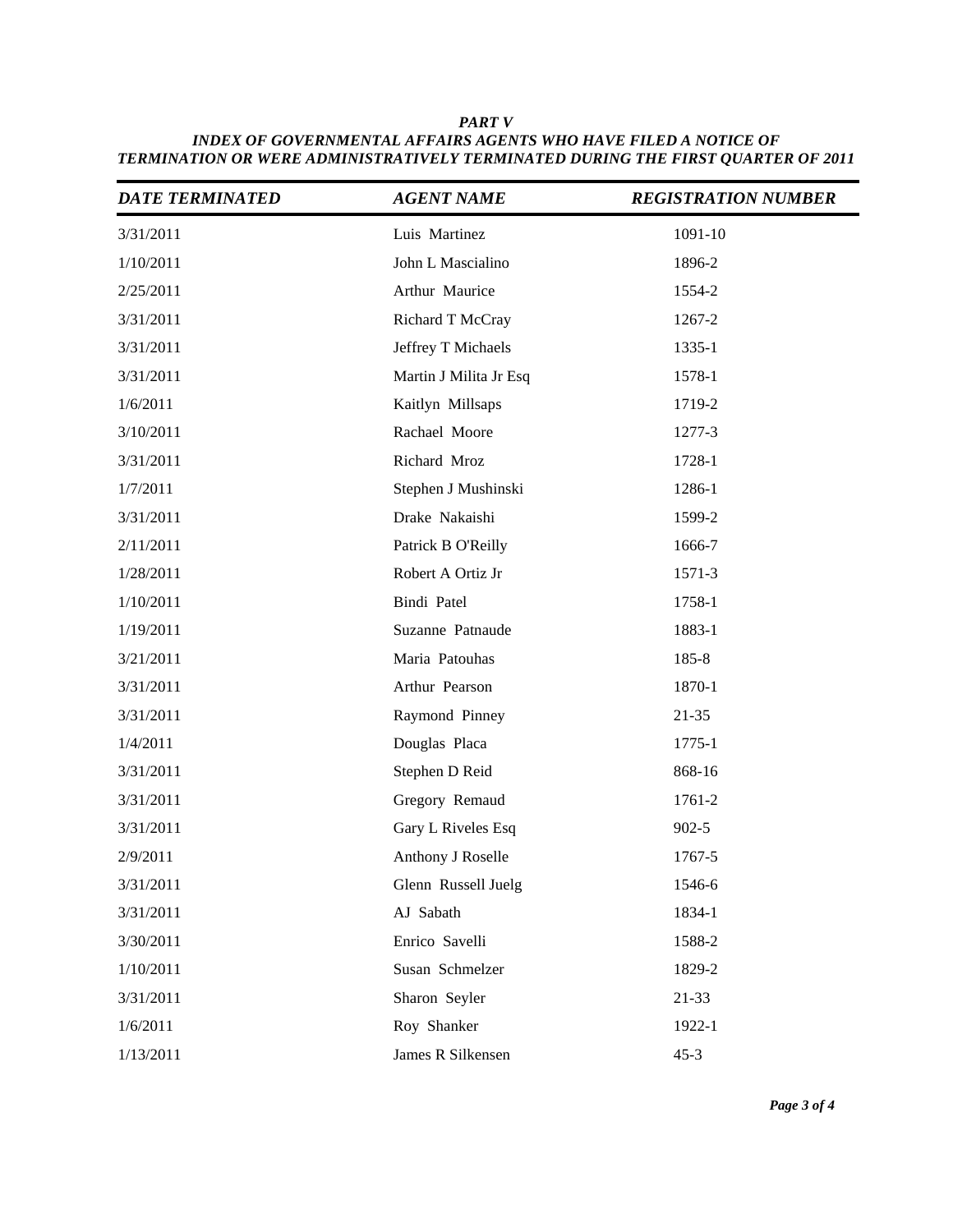***PART V***

***INDEX OF GOVERNMENTAL AFFAIRS AGENTS WHO HAVE FILED A NOTICE OF TERMINATION OR WERE ADMINISTRATIVELY TERMINATED DURING THE FIRST QUARTER OF 2011***

| *DATE TERMINATED* | *AGENT NAME* | *REGISTRATION NUMBER* |
|---|---|---|
| 3/31/2011 | Luis Martinez | 1091-10 |
| 1/10/2011 | John L Mascialino | 1896-2 |
| 2/25/2011 | Arthur Maurice | 1554-2 |
| 3/31/2011 | Richard T McCray | 1267-2 |
| 3/31/2011 | Jeffrey T Michaels | 1335-1 |
| 3/31/2011 | Martin J Milita Jr Esq | 1578-1 |
| 1/6/2011 | Kaitlyn Millsaps | 1719-2 |
| 3/10/2011 | Rachael Moore | 1277-3 |
| 3/31/2011 | Richard Mroz | 1728-1 |
| 1/7/2011 | Stephen J Mushinski | 1286-1 |
| 3/31/2011 | Drake Nakaishi | 1599-2 |
| 2/11/2011 | Patrick B O'Reilly | 1666-7 |
| 1/28/2011 | Robert A Ortiz Jr | 1571-3 |
| 1/10/2011 | Bindi Patel | 1758-1 |
| 1/19/2011 | Suzanne Patnaude | 1883-1 |
| 3/21/2011 | Maria Patouhas | 185-8 |
| 3/31/2011 | Arthur Pearson | 1870-1 |
| 3/31/2011 | Raymond Pinney | 21-35 |
| 1/4/2011 | Douglas Placa | 1775-1 |
| 3/31/2011 | Stephen D Reid | 868-16 |
| 3/31/2011 | Gregory Remaud | 1761-2 |
| 3/31/2011 | Gary L Riveles Esq | 902-5 |
| 2/9/2011 | Anthony J Roselle | 1767-5 |
| 3/31/2011 | Glenn Russell Juelg | 1546-6 |
| 3/31/2011 | AJ Sabath | 1834-1 |
| 3/30/2011 | Enrico Savelli | 1588-2 |
| 1/10/2011 | Susan Schmelzer | 1829-2 |
| 3/31/2011 | Sharon Seyler | 21-33 |
| 1/6/2011 | Roy Shanker | 1922-1 |
| 1/13/2011 | James R Silkensen | 45-3 |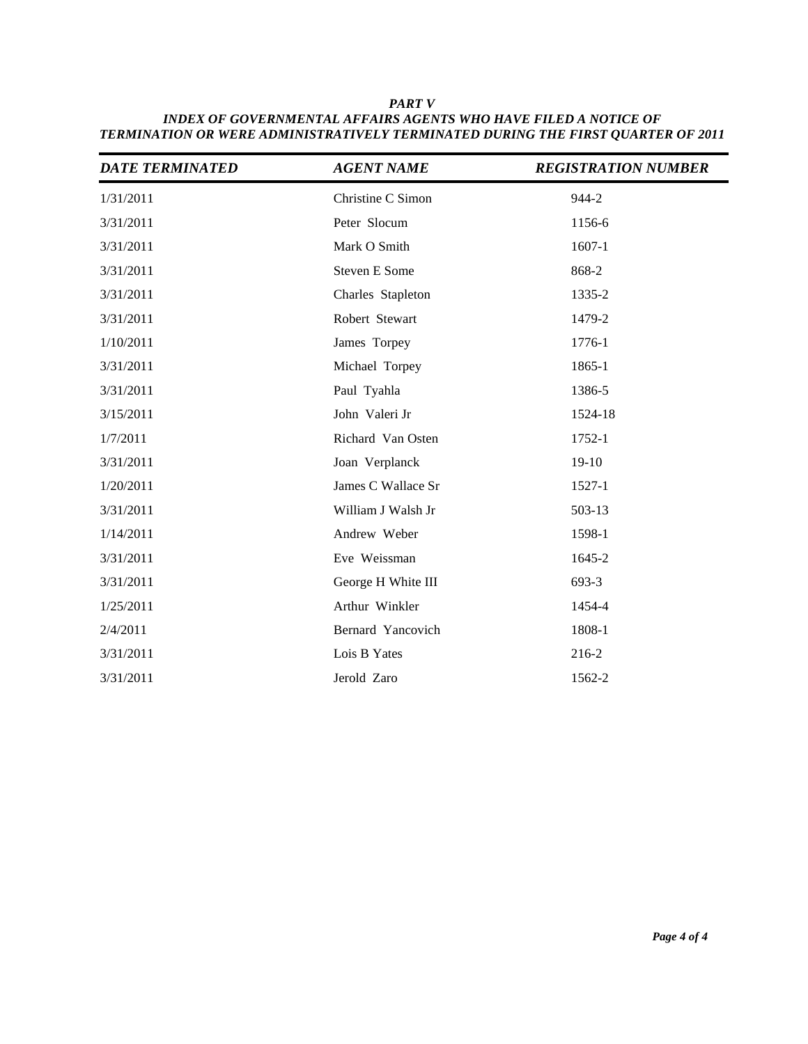***PART V***
***INDEX OF GOVERNMENTAL AFFAIRS AGENTS WHO HAVE FILED A NOTICE OF TERMINATION OR WERE ADMINISTRATIVELY TERMINATED DURING THE FIRST QUARTER OF 2011***

| *DATE TERMINATED* | *AGENT NAME* | *REGISTRATION NUMBER* |
|---|---|---|
| 1/31/2011 | Christine C Simon | 944-2 |
| 3/31/2011 | Peter Slocum | 1156-6 |
| 3/31/2011 | Mark O Smith | 1607-1 |
| 3/31/2011 | Steven E Some | 868-2 |
| 3/31/2011 | Charles Stapleton | 1335-2 |
| 3/31/2011 | Robert Stewart | 1479-2 |
| 1/10/2011 | James Torpey | 1776-1 |
| 3/31/2011 | Michael Torpey | 1865-1 |
| 3/31/2011 | Paul Tyahla | 1386-5 |
| 3/15/2011 | John Valeri Jr | 1524-18 |
| 1/7/2011 | Richard Van Osten | 1752-1 |
| 3/31/2011 | Joan Verplanck | 19-10 |
| 1/20/2011 | James C Wallace Sr | 1527-1 |
| 3/31/2011 | William J Walsh Jr | 503-13 |
| 1/14/2011 | Andrew Weber | 1598-1 |
| 3/31/2011 | Eve Weissman | 1645-2 |
| 3/31/2011 | George H White III | 693-3 |
| 1/25/2011 | Arthur Winkler | 1454-4 |
| 2/4/2011 | Bernard Yancovich | 1808-1 |
| 3/31/2011 | Lois B Yates | 216-2 |
| 3/31/2011 | Jerold Zaro | 1562-2 |